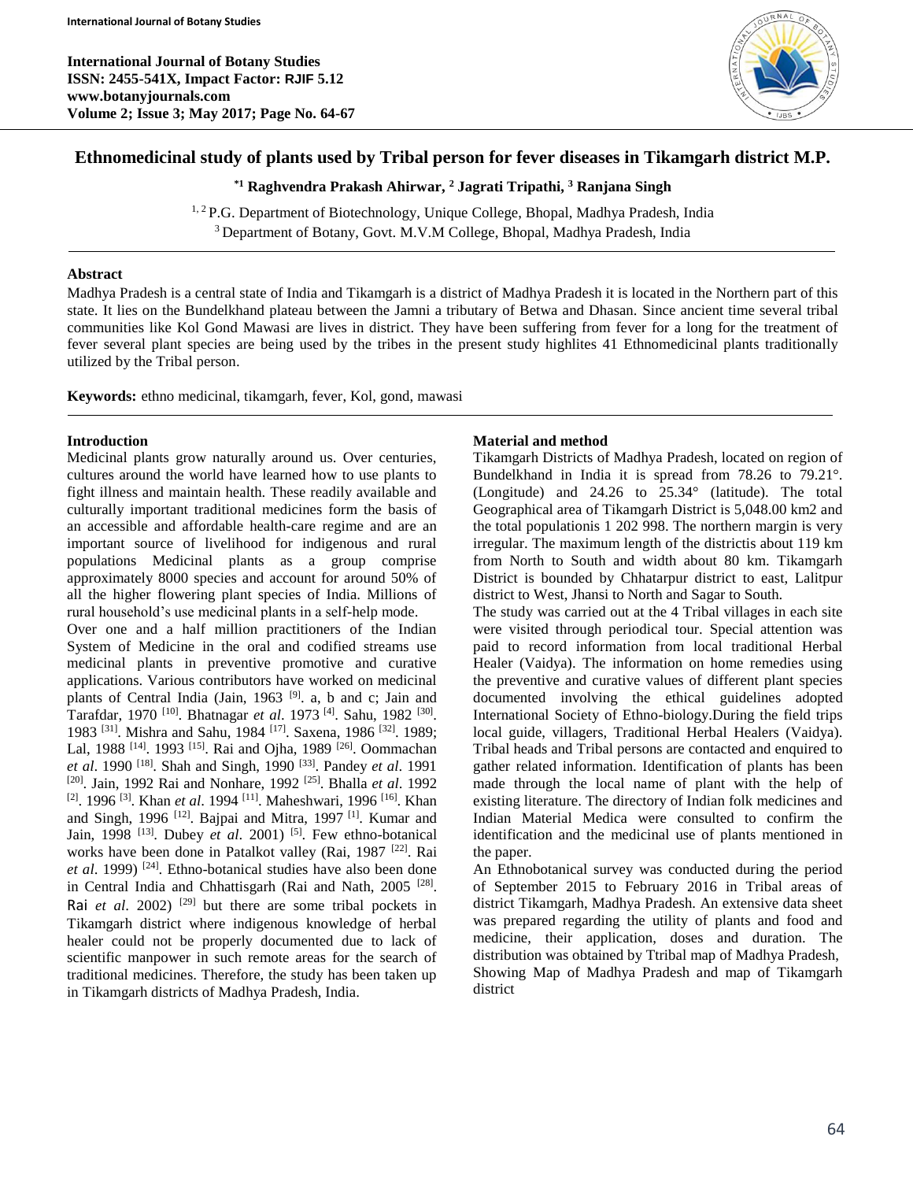# Ethnomedicinal study of plants used by Tribal person for fever diseases in Tikamgarh district M.P.

**[*1] Raghvendra Prakash Ahirwar, [2] Jagrati Tripathi, [3] Ranjana Singh**

[1, 2] P.G. Department of Biotechnology, Unique College, Bhopal, Madhya Pradesh, India
[3] Department of Botany, Govt. M.V.M College, Bhopal, Madhya Pradesh, India

## Abstract

Madhya Pradesh is a central state of India and Tikamgarh is a district of Madhya Pradesh it is located in the Northern part of this state. It lies on the Bundelkhand plateau between the Jamni a tributary of Betwa and Dhasan. Since ancient time several tribal communities like Kol Gond Mawasi are lives in district. They have been suffering from fever for a long for the treatment of fever several plant species are being used by the tribes in the present study highlites 41 Ethnomedicinal plants traditionally utilized by the Tribal person.

**Keywords:** ethno medicinal, tikamgarh, fever, Kol, gond, mawasi

## Introduction

Medicinal plants grow naturally around us. Over centuries, cultures around the world have learned how to use plants to fight illness and maintain health. These readily available and culturally important traditional medicines form the basis of an accessible and affordable health-care regime and are an important source of livelihood for indigenous and rural populations Medicinal plants as a group comprise approximately 8000 species and account for around 50% of all the higher flowering plant species of India. Millions of rural household's use medicinal plants in a self-help mode.

Over one and a half million practitioners of the Indian System of Medicine in the oral and codified streams use medicinal plants in preventive promotive and curative applications. Various contributors have worked on medicinal plants of Central India (Jain, 1963 [9]. a, b and c; Jain and Tarafdar, 1970 [10]. Bhatnagar *et al*. 1973 [4]. Sahu, 1982 [30]. 1983 [31]. Mishra and Sahu, 1984 [17]. Saxena, 1986 [32]. 1989; Lal, 1988 [14]. 1993 [15]. Rai and Ojha, 1989 [26]. Oommachan *et al*. 1990 [18]. Shah and Singh, 1990 [33]. Pandey *et al*. 1991 [20]. Jain, 1992 Rai and Nonhare, 1992 [25]. Bhalla *et al*. 1992 [2]. 1996 [3]. Khan *et al*. 1994 [11]. Maheshwari, 1996 [16]. Khan and Singh, 1996 [12]. Bajpai and Mitra, 1997 [1]. Kumar and Jain, 1998 [13]. Dubey *et al*. 2001) [5]. Few ethno-botanical works have been done in Patalkot valley (Rai, 1987 [22]. Rai *et al*. 1999) [24]. Ethno-botanical studies have also been done in Central India and Chhattisgarh (Rai and Nath, 2005 [28]. Rai *et al*. 2002) [29] but there are some tribal pockets in Tikamgarh district where indigenous knowledge of herbal healer could not be properly documented due to lack of scientific manpower in such remote areas for the search of traditional medicines. Therefore, the study has been taken up in Tikamgarh districts of Madhya Pradesh, India.

## Material and method

Tikamgarh Districts of Madhya Pradesh, located on region of Bundelkhand in India it is spread from 78.26 to 79.21°. (Longitude) and 24.26 to 25.34° (latitude). The total Geographical area of Tikamgarh District is 5,048.00 km2 and the total populationis 1 202 998. The northern margin is very irregular. The maximum length of the districtis about 119 km from North to South and width about 80 km. Tikamgarh District is bounded by Chhatarpur district to east, Lalitpur district to West, Jhansi to North and Sagar to South.

The study was carried out at the 4 Tribal villages in each site were visited through periodical tour. Special attention was paid to record information from local traditional Herbal Healer (Vaidya). The information on home remedies using the preventive and curative values of different plant species documented involving the ethical guidelines adopted International Society of Ethno-biology.During the field trips local guide, villagers, Traditional Herbal Healers (Vaidya). Tribal heads and Tribal persons are contacted and enquired to gather related information. Identification of plants has been made through the local name of plant with the help of existing literature. The directory of Indian folk medicines and Indian Material Medica were consulted to confirm the identification and the medicinal use of plants mentioned in the paper.

An Ethnobotanical survey was conducted during the period of September 2015 to February 2016 in Tribal areas of district Tikamgarh, Madhya Pradesh. An extensive data sheet was prepared regarding the utility of plants and food and medicine, their application, doses and duration. The distribution was obtained by Ttribal map of Madhya Pradesh, Showing Map of Madhya Pradesh and map of Tikamgarh district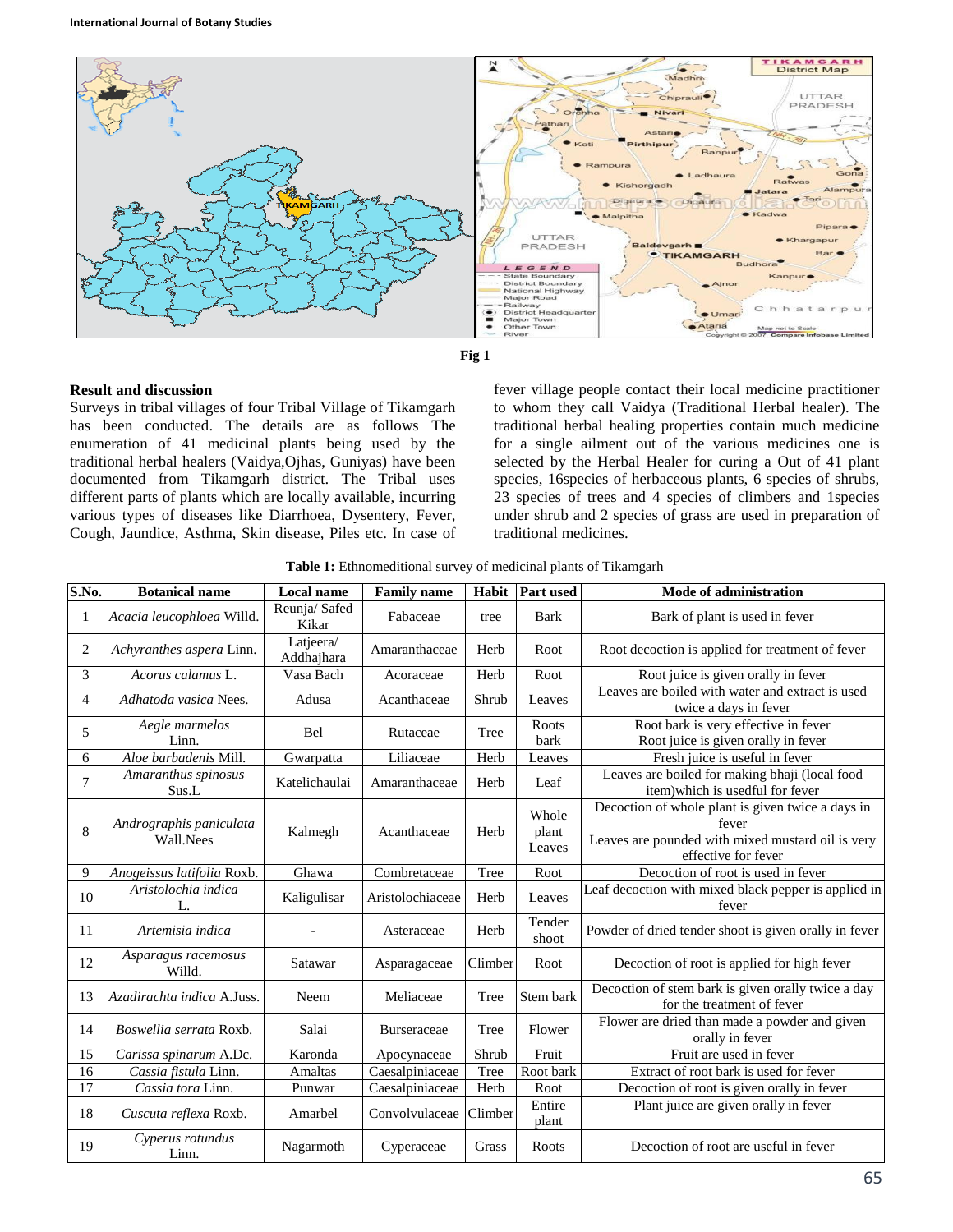Fig 1

## Result and discussion

Surveys in tribal villages of four Tribal Village of Tikamgarh has been conducted. The details are as follows The enumeration of 41 medicinal plants being used by the traditional herbal healers (Vaidya,Ojhas, Guniyas) have been documented from Tikamgarh district. The Tribal uses different parts of plants which are locally available, incurring various types of diseases like Diarrhoea, Dysentery, Fever, Cough, Jaundice, Asthma, Skin disease, Piles etc. In case of fever village people contact their local medicine practitioner to whom they call Vaidya (Traditional Herbal healer). The traditional herbal healing properties contain much medicine for a single ailment out of the various medicines one is selected by the Herbal Healer for curing a Out of 41 plant species, 16species of herbaceous plants, 6 species of shrubs, 23 species of trees and 4 species of climbers and 1species under shrub and 2 species of grass are used in preparation of traditional medicines.

**Table 1:** Ethnomeditional survey of medicinal plants of Tikamgarh

| S.No. | Botanical name | Local name | Family name | Habit | Part used | Mode of administration |
|---|---|---|---|---|---|---|
| 1 | *Acacia leucophloea* Willd. | Reunja/ Safed Kikar | Fabaceae | tree | Bark | Bark of plant is used in fever |
| 2 | *Achyranthes aspera* Linn. | Latjeera/ Addhajhara | Amaranthaceae | Herb | Root | Root decoction is applied for treatment of fever |
| 3 | *Acorus calamus* L. | Vasa Bach | Acoraceae | Herb | Root | Root juice is given orally in fever |
| 4 | *Adhatoda vasica* Nees. | Adusa | Acanthaceae | Shrub | Leaves | Leaves are boiled with water and extract is used twice a days in fever |
| 5 | *Aegle marmelos* Linn. | Bel | Rutaceae | Tree | Roots bark | Root bark is very effective in fever<br>Root juice is given orally in fever |
| 6 | *Aloe barbadenis* Mill. | Gwarpatta | Liliaceae | Herb | Leaves | Fresh juice is useful in fever |
| 7 | *Amaranthus spinosus* Sus.L | Katelichaulai | Amaranthaceae | Herb | Leaf | Leaves are boiled for making bhaji (local food item)which is usedful for fever |
| 8 | *Andrographis paniculata* Wall.Nees | Kalmegh | Acanthaceae | Herb | Whole plant Leaves | Decoction of whole plant is given twice a days in fever<br>Leaves are pounded with mixed mustard oil is very effective for fever |
| 9 | *Anogeissus latifolia* Roxb. | Ghawa | Combretaceae | Tree | Root | Decoction of root is used in fever |
| 10 | *Aristolochia indica* L. | Kaligulisar | Aristolochiaceae | Herb | Leaves | Leaf decoction with mixed black pepper is applied in fever |
| 11 | *Artemisia indica* | - | Asteraceae | Herb | Tender shoot | Powder of dried tender shoot is given orally in fever |
| 12 | *Asparagus racemosus* Willd. | Satawar | Asparagaceae | Climber | Root | Decoction of root is applied for high fever |
| 13 | *Azadirachta indica* A.Juss. | Neem | Meliaceae | Tree | Stem bark | Decoction of stem bark is given orally twice a day for the treatment of fever |
| 14 | *Boswellia serrata* Roxb. | Salai | Burseraceae | Tree | Flower | Flower are dried than made a powder and given orally in fever |
| 15 | *Carissa spinarum* A.Dc. | Karonda | Apocynaceae | Shrub | Fruit | Fruit are used in fever |
| 16 | *Cassia fistula* Linn. | Amaltas | Caesalpiniaceae | Tree | Root bark | Extract of root bark is used for fever |
| 17 | *Cassia tora* Linn. | Punwar | Caesalpiniaceae | Herb | Root | Decoction of root is given orally in fever |
| 18 | *Cuscuta reflexa* Roxb. | Amarbel | Convolvulaceae | Climber | Entire plant | Plant juice are given orally in fever |
| 19 | *Cyperus rotundus* Linn. | Nagarmoth | Cyperaceae | Grass | Roots | Decoction of root are useful in fever |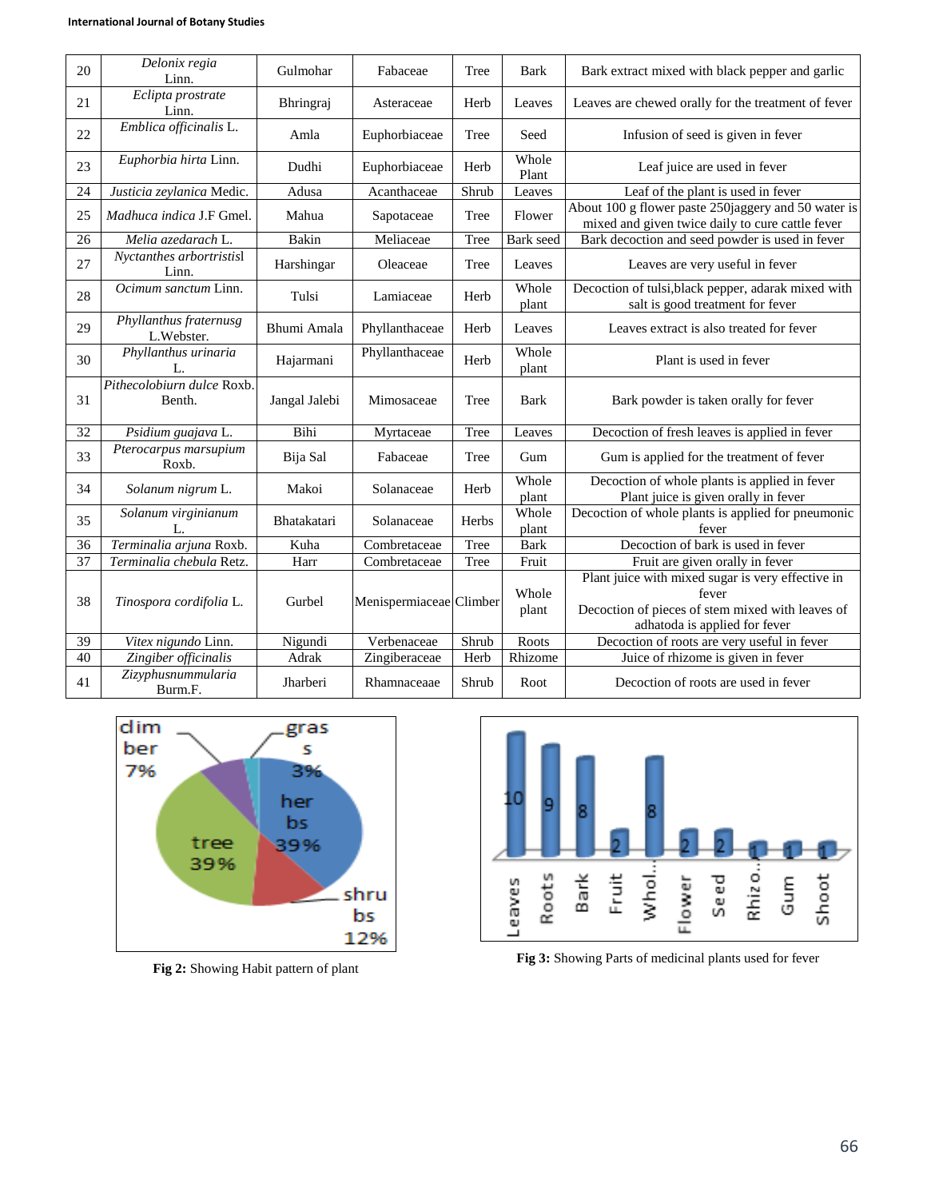| 20 | *Delonix regia* Linn. | Gulmohar | Fabaceae | Tree | Bark | Bark extract mixed with black pepper and garlic |
|---|---|---|---|---|---|---|
| 21 | *Eclipta prostrate* Linn. | Bhringraj | Asteraceae | Herb | Leaves | Leaves are chewed orally for the treatment of fever |
| 22 | *Emblica officinalis* L. | Amla | Euphorbiaceae | Tree | Seed | Infusion of seed is given in fever |
| 23 | *Euphorbia hirta* Linn. | Dudhi | Euphorbiaceae | Herb | Whole Plant | Leaf juice are used in fever |
| 24 | *Justicia zeylanica* Medic. | Adusa | Acanthaceae | Shrub | Leaves | Leaf of the plant is used in fever |
| 25 | *Madhuca indica* J.F Gmel. | Mahua | Sapotaceae | Tree | Flower | About 100 g flower paste 250jaggery and 50 water is mixed and given twice daily to cure cattle fever |
| 26 | *Melia azedarach* L. | Bakin | Meliaceae | Tree | Bark seed | Bark decoction and seed powder is used in fever |
| 27 | *Nyctanthes arbortristisl* Linn. | Harshingar | Oleaceae | Tree | Leaves | Leaves are very useful in fever |
| 28 | *Ocimum sanctum* Linn. | Tulsi | Lamiaceae | Herb | Whole plant | Decoction of tulsi,black pepper, adarak mixed with salt is good treatment for fever |
| 29 | *Phyllanthus fraternusg* L.Webster. | Bhumi Amala | Phyllanthaceae | Herb | Leaves | Leaves extract is also treated for fever |
| 30 | *Phyllanthus urinaria* L. | Hajarmani | Phyllanthaceae | Herb | Whole plant | Plant is used in fever |
| 31 | *Pithecolobiurn dulce* Roxb. Benth. | Jangal Jalebi | Mimosaceae | Tree | Bark | Bark powder is taken orally for fever |
| 32 | *Psidium guajava* L. | Bihi | Myrtaceae | Tree | Leaves | Decoction of fresh leaves is applied in fever |
| 33 | *Pterocarpus marsupium* Roxb. | Bija Sal | Fabaceae | Tree | Gum | Gum is applied for the treatment of fever |
| 34 | *Solanum nigrum* L. | Makoi | Solanaceae | Herb | Whole plant | Decoction of whole plants is applied in fever Plant juice is given orally in fever |
| 35 | *Solanum virginianum* L. | Bhatakatari | Solanaceae | Herbs | Whole plant | Decoction of whole plants is applied for pneumonic fever |
| 36 | *Terminalia arjuna* Roxb. | Kuha | Combretaceae | Tree | Bark | Decoction of bark is used in fever |
| 37 | *Terminalia chebula* Retz. | Harr | Combretaceae | Tree | Fruit | Fruit are given orally in fever |
| 38 | *Tinospora cordifolia* L. | Gurbel | Menispermiaceae | Climber | Whole plant | Plant juice with mixed sugar is very effective in fever Decoction of pieces of stem mixed with leaves of adhatoda is applied for fever |
| 39 | *Vitex nigundo* Linn. | Nigundi | Verbenaceae | Shrub | Roots | Decoction of roots are very useful in fever |
| 40 | *Zingiber officinalis* | Adrak | Zingiberaceae | Herb | Rhizome | Juice of rhizome is given in fever |
| 41 | *Zizyphusnummularia* Burm.F. | Jharberi | Rhamnaceaae | Shrub | Root | Decoction of roots are used in fever |

**Fig 2:** Showing Habit pattern of plant

**Fig 3:** Showing Parts of medicinal plants used for fever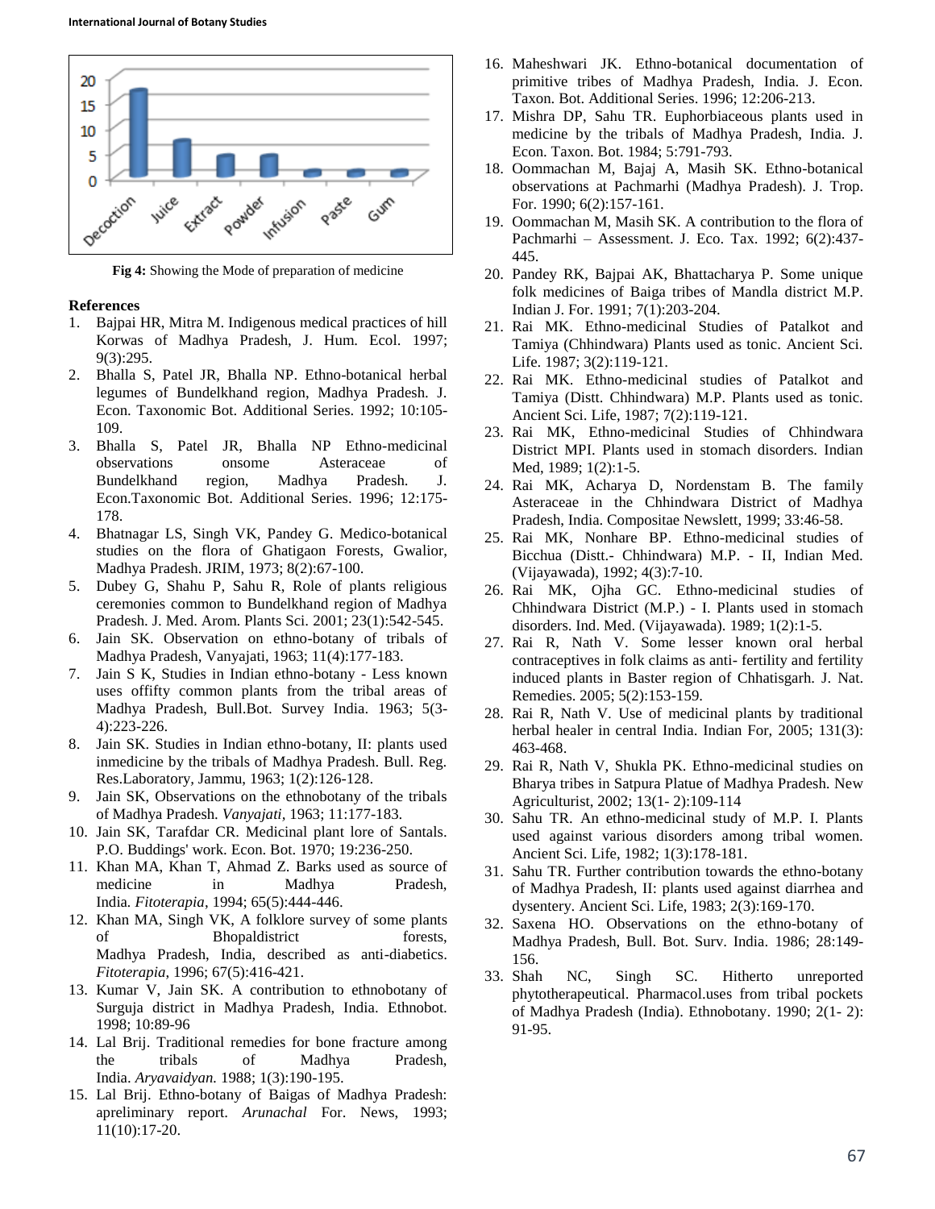20
15
10
5
0

Decoction
Juice
Extract
Powder
Infusion
Paste
Gum

**Fig 4:** Showing the Mode of preparation of medicine

## References

1. Bajpai HR, Mitra M. Indigenous medical practices of hill Korwas of Madhya Pradesh, J. Hum. Ecol. 1997; 9(3):295.
2. Bhalla S, Patel JR, Bhalla NP. Ethno-botanical herbal legumes of Bundelkhand region, Madhya Pradesh. J. Econ. Taxonomic Bot. Additional Series. 1992; 10:105-109.
3. Bhalla S, Patel JR, Bhalla NP Ethno-medicinal observations onsome Asteraceae of Bundelkhand region, Madhya Pradesh. J. Econ.Taxonomic Bot. Additional Series. 1996; 12:175-178.
4. Bhatnagar LS, Singh VK, Pandey G. Medico-botanical studies on the flora of Ghatigaon Forests, Gwalior, Madhya Pradesh. JRIM, 1973; 8(2):67-100.
5. Dubey G, Shahu P, Sahu R, Role of plants religious ceremonies common to Bundelkhand region of Madhya Pradesh. J. Med. Arom. Plants Sci. 2001; 23(1):542-545.
6. Jain SK. Observation on ethno-botany of tribals of Madhya Pradesh, Vanyajati, 1963; 11(4):177-183.
7. Jain S K, Studies in Indian ethno-botany - Less known uses offifty common plants from the tribal areas of Madhya Pradesh, Bull.Bot. Survey India. 1963; 5(3-4):223-226.
8. Jain SK. Studies in Indian ethno-botany, II: plants used inmedicine by the tribals of Madhya Pradesh. Bull. Reg. Res.Laboratory, Jammu, 1963; 1(2):126-128.
9. Jain SK, Observations on the ethnobotany of the tribals of Madhya Pradesh. *Vanyajati*, 1963; 11:177-183.
10. Jain SK, Tarafdar CR. Medicinal plant lore of Santals. P.O. Buddings' work. Econ. Bot. 1970; 19:236-250.
11. Khan MA, Khan T, Ahmad Z. Barks used as source of medicine in Madhya Pradesh, India. *Fitoterapia*, 1994; 65(5):444-446.
12. Khan MA, Singh VK, A folklore survey of some plants of Bhopaldistrict forests, Madhya Pradesh, India, described as anti-diabetics. *Fitoterapia*, 1996; 67(5):416-421.
13. Kumar V, Jain SK. A contribution to ethnobotany of Surguja district in Madhya Pradesh, India. Ethnobot. 1998; 10:89-96
14. Lal Brij. Traditional remedies for bone fracture among the tribals of Madhya Pradesh, India. *Aryavaidyan.* 1988; 1(3):190-195.
15. Lal Brij. Ethno-botany of Baigas of Madhya Pradesh: apreliminary report. *Arunachal* For. News, 1993; 11(10):17-20.
16. Maheshwari JK. Ethno-botanical documentation of primitive tribes of Madhya Pradesh, India. J. Econ. Taxon. Bot. Additional Series. 1996; 12:206-213.
17. Mishra DP, Sahu TR. Euphorbiaceous plants used in medicine by the tribals of Madhya Pradesh, India. J. Econ. Taxon. Bot. 1984; 5:791-793.
18. Oommachan M, Bajaj A, Masih SK. Ethno-botanical observations at Pachmarhi (Madhya Pradesh). J. Trop. For. 1990; 6(2):157-161.
19. Oommachan M, Masih SK. A contribution to the flora of Pachmarhi – Assessment. J. Eco. Tax. 1992; 6(2):437-445.
20. Pandey RK, Bajpai AK, Bhattacharya P. Some unique folk medicines of Baiga tribes of Mandla district M.P. Indian J. For. 1991; 7(1):203-204.
21. Rai MK. Ethno-medicinal Studies of Patalkot and Tamiya (Chhindwara) Plants used as tonic. Ancient Sci. Life. 1987; 3(2):119-121.
22. Rai MK. Ethno-medicinal studies of Patalkot and Tamiya (Distt. Chhindwara) M.P. Plants used as tonic. Ancient Sci. Life, 1987; 7(2):119-121.
23. Rai MK, Ethno-medicinal Studies of Chhindwara District MPI. Plants used in stomach disorders. Indian Med, 1989; 1(2):1-5.
24. Rai MK, Acharya D, Nordenstam B. The family Asteraceae in the Chhindwara District of Madhya Pradesh, India. Compositae Newslett, 1999; 33:46-58.
25. Rai MK, Nonhare BP. Ethno-medicinal studies of Bicchua (Distt.- Chhindwara) M.P. - II, Indian Med. (Vijayawada), 1992; 4(3):7-10.
26. Rai MK, Ojha GC. Ethno-medicinal studies of Chhindwara District (M.P.) - I. Plants used in stomach disorders. Ind. Med. (Vijayawada). 1989; 1(2):1-5.
27. Rai R, Nath V. Some lesser known oral herbal contraceptives in folk claims as anti- fertility and fertility induced plants in Baster region of Chhatisgarh. J. Nat. Remedies. 2005; 5(2):153-159.
28. Rai R, Nath V. Use of medicinal plants by traditional herbal healer in central India. Indian For, 2005; 131(3): 463-468.
29. Rai R, Nath V, Shukla PK. Ethno-medicinal studies on Bharya tribes in Satpura Platue of Madhya Pradesh. New Agriculturist, 2002; 13(1- 2):109-114
30. Sahu TR. An ethno-medicinal study of M.P. I. Plants used against various disorders among tribal women. Ancient Sci. Life, 1982; 1(3):178-181.
31. Sahu TR. Further contribution towards the ethno-botany of Madhya Pradesh, II: plants used against diarrhea and dysentery. Ancient Sci. Life, 1983; 2(3):169-170.
32. Saxena HO. Observations on the ethno-botany of Madhya Pradesh, Bull. Bot. Surv. India. 1986; 28:149-156.
33. Shah NC, Singh SC. Hitherto unreported phytotherapeutical. Pharmacol.uses from tribal pockets of Madhya Pradesh (India). Ethnobotany. 1990; 2(1- 2): 91-95.